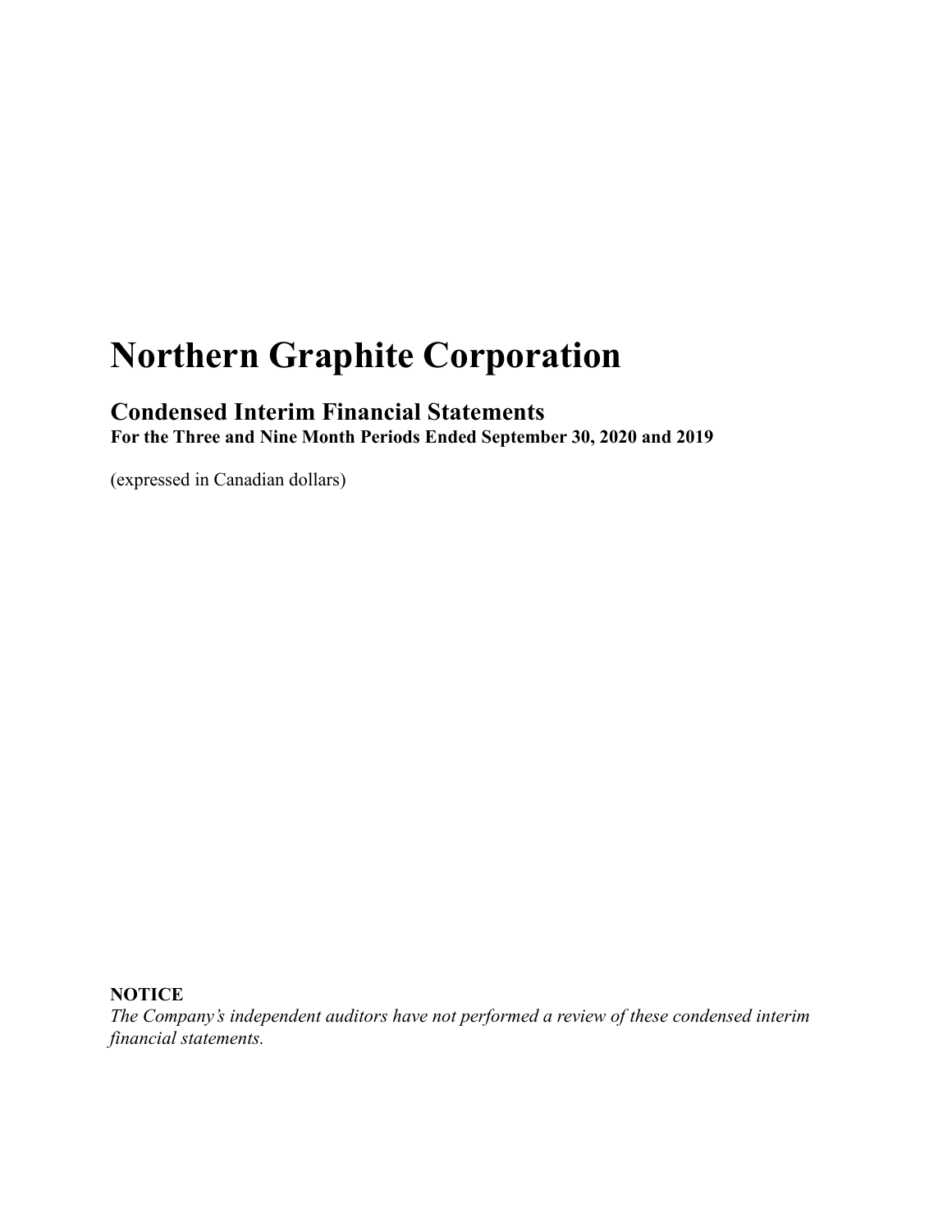# Northern Graphite Corporation

## Condensed Interim Financial Statements

**For the Three and Nine Month Periods Ended September 30, 2020 and 2019**

(expressed in Canadian dollars)

**NOTICE**

*The Company's independent auditors have not performed a review of these condensed interim financial statements.*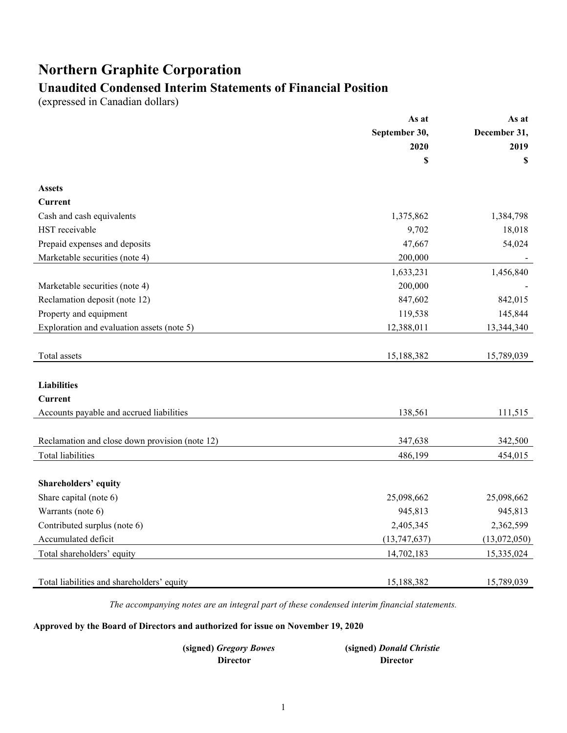# Northern Graphite Corporation

## Unaudited Condensed Interim Statements of Financial Position

(expressed in Canadian dollars)

| | As at September 30, 2020 $ | As at December 31, 2019 $ |
|---|---|---|
| **Assets** | | |
| **Current** | | |
| Cash and cash equivalents | 1,375,862 | 1,384,798 |
| HST receivable | 9,702 | 18,018 |
| Prepaid expenses and deposits | 47,667 | 54,024 |
| Marketable securities (note 4) | 200,000 | - |
| | 1,633,231 | 1,456,840 |
| Marketable securities (note 4) | 200,000 | - |
| Reclamation deposit (note 12) | 847,602 | 842,015 |
| Property and equipment | 119,538 | 145,844 |
| Exploration and evaluation assets (note 5) | 12,388,011 | 13,344,340 |
| Total assets | 15,188,382 | 15,789,039 |
| **Liabilities** | | |
| **Current** | | |
| Accounts payable and accrued liabilities | 138,561 | 111,515 |
| Reclamation and close down provision (note 12) | 347,638 | 342,500 |
| Total liabilities | 486,199 | 454,015 |
| **Shareholders' equity** | | |
| Share capital (note 6) | 25,098,662 | 25,098,662 |
| Warrants (note 6) | 945,813 | 945,813 |
| Contributed surplus (note 6) | 2,405,345 | 2,362,599 |
| Accumulated deficit | (13,747,637) | (13,072,050) |
| Total shareholders' equity | 14,702,183 | 15,335,024 |
| Total liabilities and shareholders' equity | 15,188,382 | 15,789,039 |

*The accompanying notes are an integral part of these condensed interim financial statements.*

**Approved by the Board of Directors and authorized for issue on November 19, 2020**

**(signed)** ***Gregory Bowes***
**Director**

**(signed)** ***Donald Christie***
**Director**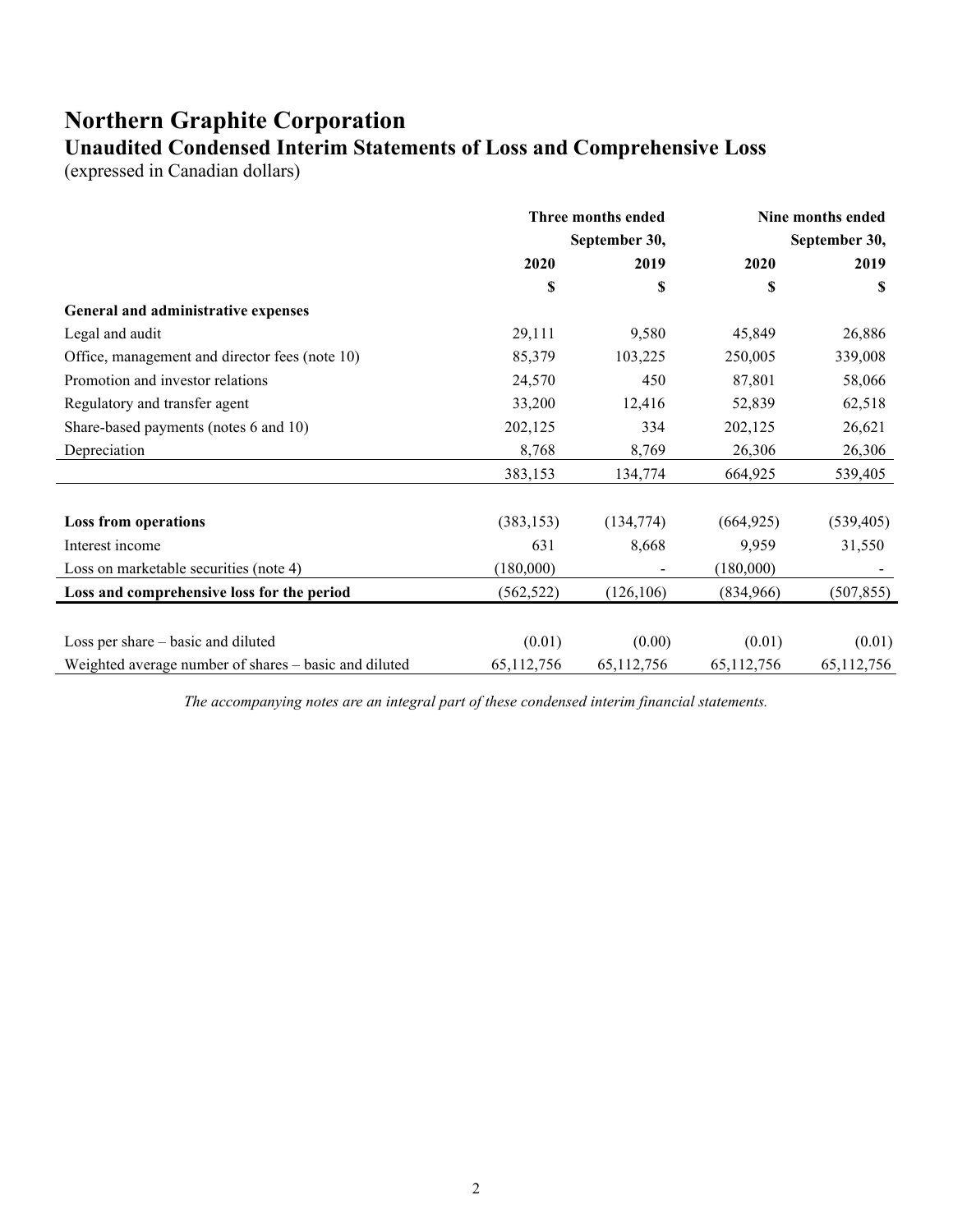# Northern Graphite Corporation

## Unaudited Condensed Interim Statements of Loss and Comprehensive Loss

(expressed in Canadian dollars)

| | Three months ended September 30, | | Nine months ended September 30, | |
|---|---|---|---|---|
| | 2020 | 2019 | 2020 | 2019 |
| | $ | $ | $ | $ |
| **General and administrative expenses** | | | | |
| Legal and audit | 29,111 | 9,580 | 45,849 | 26,886 |
| Office, management and director fees (note 10) | 85,379 | 103,225 | 250,005 | 339,008 |
| Promotion and investor relations | 24,570 | 450 | 87,801 | 58,066 |
| Regulatory and transfer agent | 33,200 | 12,416 | 52,839 | 62,518 |
| Share-based payments (notes 6 and 10) | 202,125 | 334 | 202,125 | 26,621 |
| Depreciation | 8,768 | 8,769 | 26,306 | 26,306 |
| | 383,153 | 134,774 | 664,925 | 539,405 |
| **Loss from operations** | (383,153) | (134,774) | (664,925) | (539,405) |
| Interest income | 631 | 8,668 | 9,959 | 31,550 |
| Loss on marketable securities (note 4) | (180,000) | - | (180,000) | - |
| **Loss and comprehensive loss for the period** | (562,522) | (126,106) | (834,966) | (507,855) |
| Loss per share – basic and diluted | (0.01) | (0.00) | (0.01) | (0.01) |
| Weighted average number of shares – basic and diluted | 65,112,756 | 65,112,756 | 65,112,756 | 65,112,756 |

*The accompanying notes are an integral part of these condensed interim financial statements.*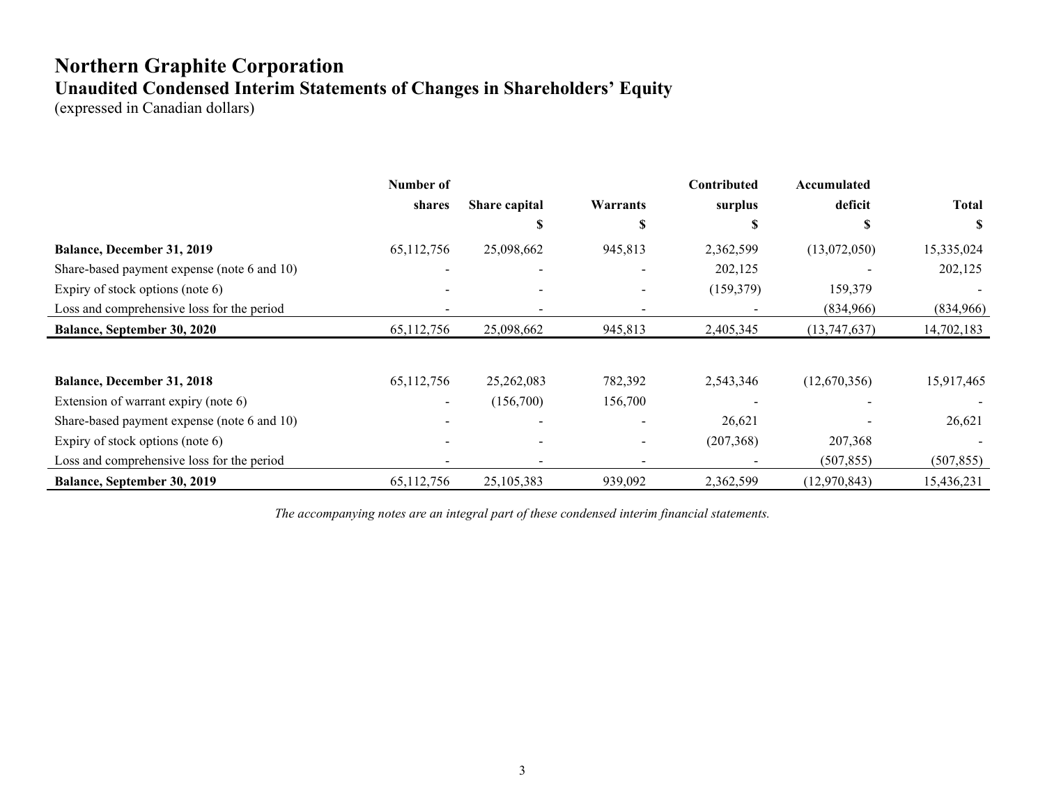# Northern Graphite Corporation

## Unaudited Condensed Interim Statements of Changes in Shareholders' Equity

(expressed in Canadian dollars)

| | Number of shares | Share capital | Warrants | Contributed surplus | Accumulated deficit | Total |
|---|---|---|---|---|---|---|
| | | $ | $ | $ | $ | $ |
| **Balance, December 31, 2019** | 65,112,756 | 25,098,662 | 945,813 | 2,362,599 | (13,072,050) | 15,335,024 |
| Share-based payment expense (note 6 and 10) | - | - | - | 202,125 | - | 202,125 |
| Expiry of stock options (note 6) | - | - | - | (159,379) | 159,379 | - |
| Loss and comprehensive loss for the period | - | - | - | - | (834,966) | (834,966) |
| **Balance, September 30, 2020** | 65,112,756 | 25,098,662 | 945,813 | 2,405,345 | (13,747,637) | 14,702,183 |
| | | | | | | |
| **Balance, December 31, 2018** | 65,112,756 | 25,262,083 | 782,392 | 2,543,346 | (12,670,356) | 15,917,465 |
| Extension of warrant expiry (note 6) | - | (156,700) | 156,700 | - | - | - |
| Share-based payment expense (note 6 and 10) | - | - | - | 26,621 | - | 26,621 |
| Expiry of stock options (note 6) | - | - | - | (207,368) | 207,368 | - |
| Loss and comprehensive loss for the period | - | - | - | - | (507,855) | (507,855) |
| **Balance, September 30, 2019** | 65,112,756 | 25,105,383 | 939,092 | 2,362,599 | (12,970,843) | 15,436,231 |

*The accompanying notes are an integral part of these condensed interim financial statements.*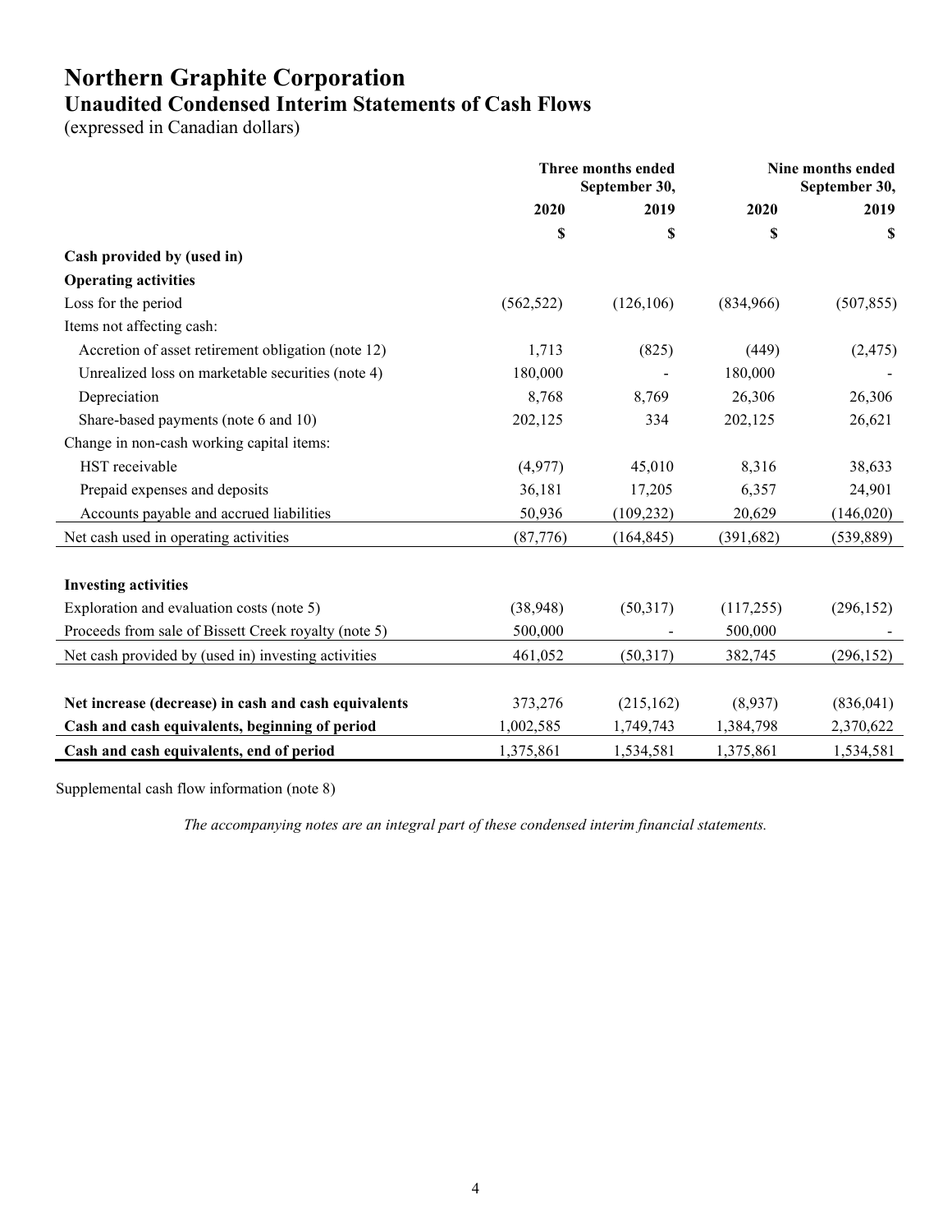# Northern Graphite Corporation

## Unaudited Condensed Interim Statements of Cash Flows

(expressed in Canadian dollars)

| | Three months ended September 30, | | Nine months ended September 30, | |
|---|---|---|---|---|
| | 2020 | 2019 | 2020 | 2019 |
| | $ | $ | $ | $ |
| **Cash provided by (used in)** | | | | |
| **Operating activities** | | | | |
| Loss for the period | (562,522) | (126,106) | (834,966) | (507,855) |
| Items not affecting cash: | | | | |
| Accretion of asset retirement obligation (note 12) | 1,713 | (825) | (449) | (2,475) |
| Unrealized loss on marketable securities (note 4) | 180,000 | - | 180,000 | - |
| Depreciation | 8,768 | 8,769 | 26,306 | 26,306 |
| Share-based payments (note 6 and 10) | 202,125 | 334 | 202,125 | 26,621 |
| Change in non-cash working capital items: | | | | |
| HST receivable | (4,977) | 45,010 | 8,316 | 38,633 |
| Prepaid expenses and deposits | 36,181 | 17,205 | 6,357 | 24,901 |
| Accounts payable and accrued liabilities | 50,936 | (109,232) | 20,629 | (146,020) |
| Net cash used in operating activities | (87,776) | (164,845) | (391,682) | (539,889) |
| | | | | |
| **Investing activities** | | | | |
| Exploration and evaluation costs (note 5) | (38,948) | (50,317) | (117,255) | (296,152) |
| Proceeds from sale of Bissett Creek royalty (note 5) | 500,000 | - | 500,000 | - |
| Net cash provided by (used in) investing activities | 461,052 | (50,317) | 382,745 | (296,152) |
| | | | | |
| **Net increase (decrease) in cash and cash equivalents** | 373,276 | (215,162) | (8,937) | (836,041) |
| **Cash and cash equivalents, beginning of period** | 1,002,585 | 1,749,743 | 1,384,798 | 2,370,622 |
| **Cash and cash equivalents, end of period** | 1,375,861 | 1,534,581 | 1,375,861 | 1,534,581 |

Supplemental cash flow information (note 8)

*The accompanying notes are an integral part of these condensed interim financial statements.*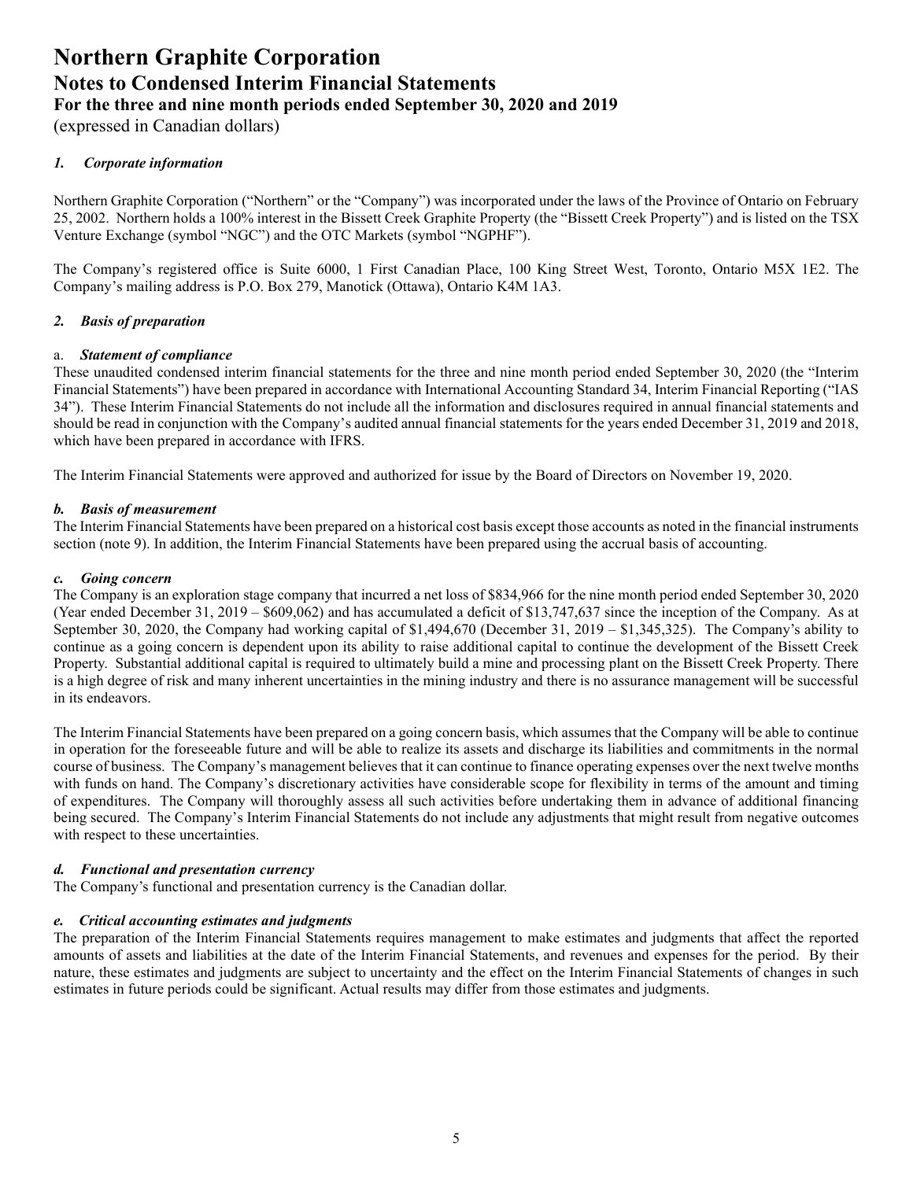# Northern Graphite Corporation
## Notes to Condensed Interim Financial Statements
### For the three and nine month periods ended September 30, 2020 and 2019
(expressed in Canadian dollars)

### *1. Corporate information*

Northern Graphite Corporation ("Northern" or the "Company") was incorporated under the laws of the Province of Ontario on February 25, 2002. Northern holds a 100% interest in the Bissett Creek Graphite Property (the "Bissett Creek Property") and is listed on the TSX Venture Exchange (symbol "NGC") and the OTC Markets (symbol "NGPHF").

The Company's registered office is Suite 6000, 1 First Canadian Place, 100 King Street West, Toronto, Ontario M5X 1E2. The Company's mailing address is P.O. Box 279, Manotick (Ottawa), Ontario K4M 1A3.

### *2. Basis of preparation*

a. ***Statement of compliance***
These unaudited condensed interim financial statements for the three and nine month period ended September 30, 2020 (the "Interim Financial Statements") have been prepared in accordance with International Accounting Standard 34, Interim Financial Reporting ("IAS 34"). These Interim Financial Statements do not include all the information and disclosures required in annual financial statements and should be read in conjunction with the Company's audited annual financial statements for the years ended December 31, 2019 and 2018, which have been prepared in accordance with IFRS.

The Interim Financial Statements were approved and authorized for issue by the Board of Directors on November 19, 2020.

***b. Basis of measurement***
The Interim Financial Statements have been prepared on a historical cost basis except those accounts as noted in the financial instruments section (note 9). In addition, the Interim Financial Statements have been prepared using the accrual basis of accounting.

***c. Going concern***
The Company is an exploration stage company that incurred a net loss of $834,966 for the nine month period ended September 30, 2020 (Year ended December 31, 2019 – $609,062) and has accumulated a deficit of $13,747,637 since the inception of the Company. As at September 30, 2020, the Company had working capital of $1,494,670 (December 31, 2019 – $1,345,325). The Company's ability to continue as a going concern is dependent upon its ability to raise additional capital to continue the development of the Bissett Creek Property. Substantial additional capital is required to ultimately build a mine and processing plant on the Bissett Creek Property. There is a high degree of risk and many inherent uncertainties in the mining industry and there is no assurance management will be successful in its endeavors.

The Interim Financial Statements have been prepared on a going concern basis, which assumes that the Company will be able to continue in operation for the foreseeable future and will be able to realize its assets and discharge its liabilities and commitments in the normal course of business. The Company's management believes that it can continue to finance operating expenses over the next twelve months with funds on hand. The Company's discretionary activities have considerable scope for flexibility in terms of the amount and timing of expenditures. The Company will thoroughly assess all such activities before undertaking them in advance of additional financing being secured. The Company's Interim Financial Statements do not include any adjustments that might result from negative outcomes with respect to these uncertainties.

***d. Functional and presentation currency***
The Company's functional and presentation currency is the Canadian dollar.

***e. Critical accounting estimates and judgments***
The preparation of the Interim Financial Statements requires management to make estimates and judgments that affect the reported amounts of assets and liabilities at the date of the Interim Financial Statements, and revenues and expenses for the period. By their nature, these estimates and judgments are subject to uncertainty and the effect on the Interim Financial Statements of changes in such estimates in future periods could be significant. Actual results may differ from those estimates and judgments.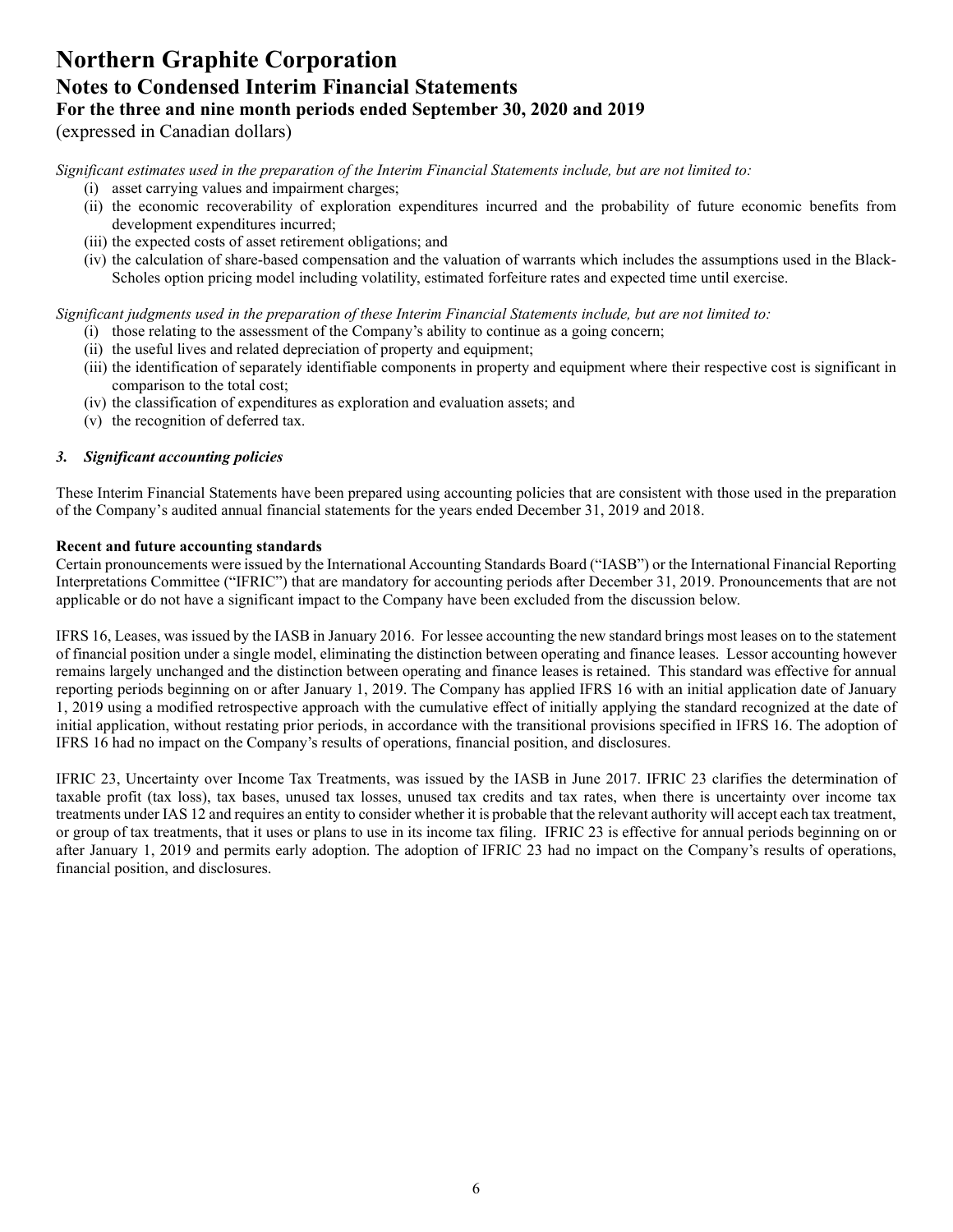*Significant estimates used in the preparation of the Interim Financial Statements include, but are not limited to:*

(i) asset carrying values and impairment charges;
(ii) the economic recoverability of exploration expenditures incurred and the probability of future economic benefits from development expenditures incurred;
(iii) the expected costs of asset retirement obligations; and
(iv) the calculation of share-based compensation and the valuation of warrants which includes the assumptions used in the Black-Scholes option pricing model including volatility, estimated forfeiture rates and expected time until exercise.

*Significant judgments used in the preparation of these Interim Financial Statements include, but are not limited to:*

(i) those relating to the assessment of the Company's ability to continue as a going concern;
(ii) the useful lives and related depreciation of property and equipment;
(iii) the identification of separately identifiable components in property and equipment where their respective cost is significant in comparison to the total cost;
(iv) the classification of expenditures as exploration and evaluation assets; and
(v) the recognition of deferred tax.

### *3. Significant accounting policies*

These Interim Financial Statements have been prepared using accounting policies that are consistent with those used in the preparation of the Company's audited annual financial statements for the years ended December 31, 2019 and 2018.

**Recent and future accounting standards**

Certain pronouncements were issued by the International Accounting Standards Board ("IASB") or the International Financial Reporting Interpretations Committee ("IFRIC") that are mandatory for accounting periods after December 31, 2019. Pronouncements that are not applicable or do not have a significant impact to the Company have been excluded from the discussion below.

IFRS 16, Leases, was issued by the IASB in January 2016. For lessee accounting the new standard brings most leases on to the statement of financial position under a single model, eliminating the distinction between operating and finance leases. Lessor accounting however remains largely unchanged and the distinction between operating and finance leases is retained. This standard was effective for annual reporting periods beginning on or after January 1, 2019. The Company has applied IFRS 16 with an initial application date of January 1, 2019 using a modified retrospective approach with the cumulative effect of initially applying the standard recognized at the date of initial application, without restating prior periods, in accordance with the transitional provisions specified in IFRS 16. The adoption of IFRS 16 had no impact on the Company's results of operations, financial position, and disclosures.

IFRIC 23, Uncertainty over Income Tax Treatments, was issued by the IASB in June 2017. IFRIC 23 clarifies the determination of taxable profit (tax loss), tax bases, unused tax losses, unused tax credits and tax rates, when there is uncertainty over income tax treatments under IAS 12 and requires an entity to consider whether it is probable that the relevant authority will accept each tax treatment, or group of tax treatments, that it uses or plans to use in its income tax filing. IFRIC 23 is effective for annual periods beginning on or after January 1, 2019 and permits early adoption. The adoption of IFRIC 23 had no impact on the Company's results of operations, financial position, and disclosures.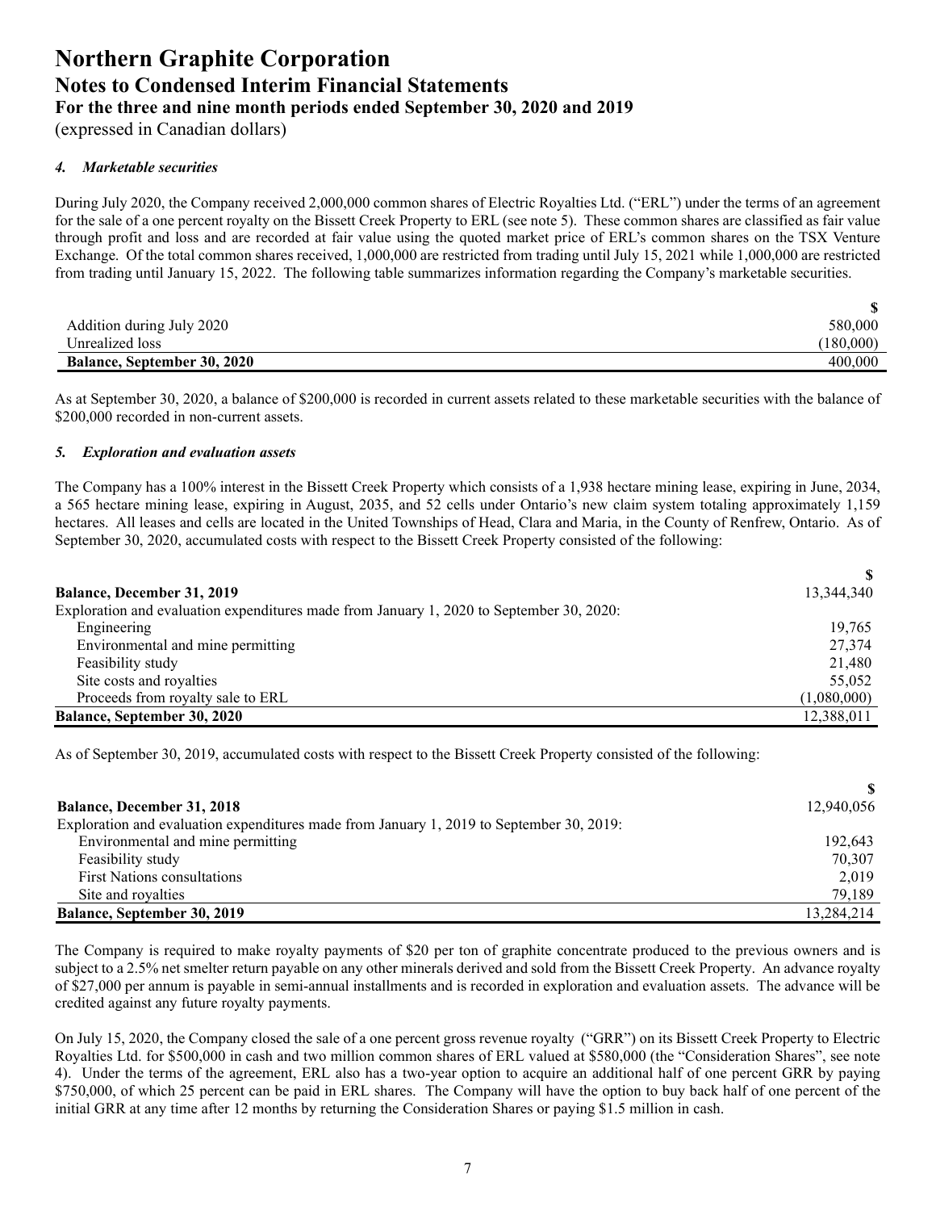# Northern Graphite Corporation
## Notes to Condensed Interim Financial Statements
### For the three and nine month periods ended September 30, 2020 and 2019
(expressed in Canadian dollars)

### *4. Marketable securities*

During July 2020, the Company received 2,000,000 common shares of Electric Royalties Ltd. ("ERL") under the terms of an agreement for the sale of a one percent royalty on the Bissett Creek Property to ERL (see note 5). These common shares are classified as fair value through profit and loss and are recorded at fair value using the quoted market price of ERL's common shares on the TSX Venture Exchange. Of the total common shares received, 1,000,000 are restricted from trading until July 15, 2021 while 1,000,000 are restricted from trading until January 15, 2022. The following table summarizes information regarding the Company's marketable securities.

| | $ |
|---|---:|
| Addition during July 2020 | 580,000 |
| Unrealized loss | (180,000) |
| **Balance, September 30, 2020** | 400,000 |

As at September 30, 2020, a balance of $200,000 is recorded in current assets related to these marketable securities with the balance of $200,000 recorded in non-current assets.

### *5. Exploration and evaluation assets*

The Company has a 100% interest in the Bissett Creek Property which consists of a 1,938 hectare mining lease, expiring in June, 2034, a 565 hectare mining lease, expiring in August, 2035, and 52 cells under Ontario's new claim system totaling approximately 1,159 hectares. All leases and cells are located in the United Townships of Head, Clara and Maria, in the County of Renfrew, Ontario. As of September 30, 2020, accumulated costs with respect to the Bissett Creek Property consisted of the following:

| | $ |
|---|---:|
| **Balance, December 31, 2019** | 13,344,340 |
| Exploration and evaluation expenditures made from January 1, 2020 to September 30, 2020: | |
| Engineering | 19,765 |
| Environmental and mine permitting | 27,374 |
| Feasibility study | 21,480 |
| Site costs and royalties | 55,052 |
| Proceeds from royalty sale to ERL | (1,080,000) |
| **Balance, September 30, 2020** | 12,388,011 |

As of September 30, 2019, accumulated costs with respect to the Bissett Creek Property consisted of the following:

| | $ |
|---|---:|
| **Balance, December 31, 2018** | 12,940,056 |
| Exploration and evaluation expenditures made from January 1, 2019 to September 30, 2019: | |
| Environmental and mine permitting | 192,643 |
| Feasibility study | 70,307 |
| First Nations consultations | 2,019 |
| Site and royalties | 79,189 |
| **Balance, September 30, 2019** | 13,284,214 |

The Company is required to make royalty payments of $20 per ton of graphite concentrate produced to the previous owners and is subject to a 2.5% net smelter return payable on any other minerals derived and sold from the Bissett Creek Property. An advance royalty of $27,000 per annum is payable in semi-annual installments and is recorded in exploration and evaluation assets. The advance will be credited against any future royalty payments.

On July 15, 2020, the Company closed the sale of a one percent gross revenue royalty ("GRR") on its Bissett Creek Property to Electric Royalties Ltd. for $500,000 in cash and two million common shares of ERL valued at $580,000 (the "Consideration Shares", see note 4). Under the terms of the agreement, ERL also has a two-year option to acquire an additional half of one percent GRR by paying $750,000, of which 25 percent can be paid in ERL shares. The Company will have the option to buy back half of one percent of the initial GRR at any time after 12 months by returning the Consideration Shares or paying $1.5 million in cash.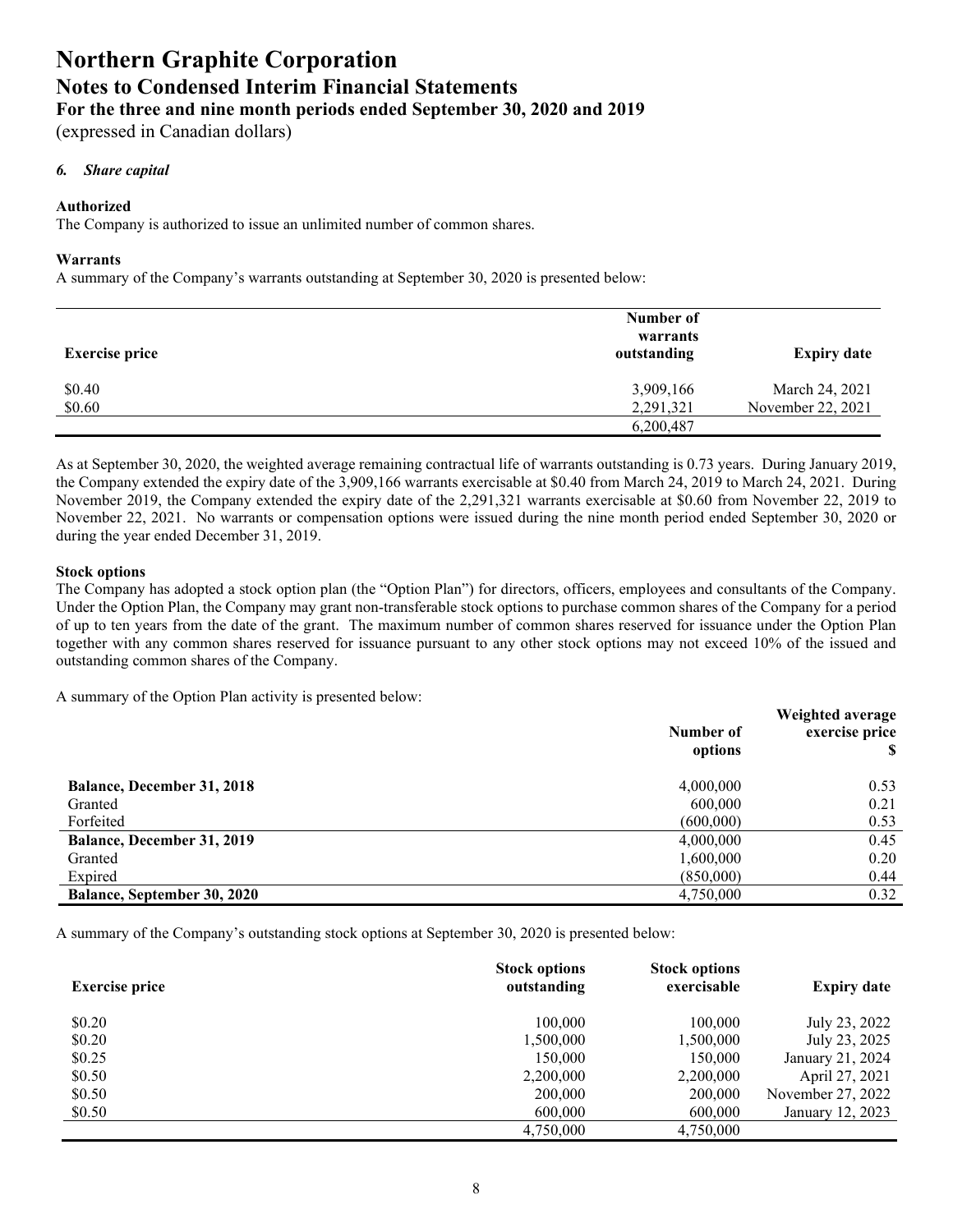# Northern Graphite Corporation

## Notes to Condensed Interim Financial Statements

## For the three and nine month periods ended September 30, 2020 and 2019

(expressed in Canadian dollars)

### *6. Share capital*

**Authorized**

The Company is authorized to issue an unlimited number of common shares.

**Warrants**

A summary of the Company's warrants outstanding at September 30, 2020 is presented below:

| Exercise price | Number of warrants outstanding | Expiry date |
|---|---|---|
| \$0.40 | 3,909,166 | March 24, 2021 |
| \$0.60 | 2,291,321 | November 22, 2021 |
| | 6,200,487 | |

As at September 30, 2020, the weighted average remaining contractual life of warrants outstanding is 0.73 years. During January 2019, the Company extended the expiry date of the 3,909,166 warrants exercisable at \$0.40 from March 24, 2019 to March 24, 2021. During November 2019, the Company extended the expiry date of the 2,291,321 warrants exercisable at \$0.60 from November 22, 2019 to November 22, 2021. No warrants or compensation options were issued during the nine month period ended September 30, 2020 or during the year ended December 31, 2019.

**Stock options**

The Company has adopted a stock option plan (the "Option Plan") for directors, officers, employees and consultants of the Company. Under the Option Plan, the Company may grant non-transferable stock options to purchase common shares of the Company for a period of up to ten years from the date of the grant. The maximum number of common shares reserved for issuance under the Option Plan together with any common shares reserved for issuance pursuant to any other stock options may not exceed 10% of the issued and outstanding common shares of the Company.

A summary of the Option Plan activity is presented below:

| | Number of options | Weighted average exercise price \$ |
|---|---|---|
| **Balance, December 31, 2018** | 4,000,000 | 0.53 |
| Granted | 600,000 | 0.21 |
| Forfeited | (600,000) | 0.53 |
| **Balance, December 31, 2019** | 4,000,000 | 0.45 |
| Granted | 1,600,000 | 0.20 |
| Expired | (850,000) | 0.44 |
| **Balance, September 30, 2020** | 4,750,000 | 0.32 |

A summary of the Company's outstanding stock options at September 30, 2020 is presented below:

| Exercise price | Stock options outstanding | Stock options exercisable | Expiry date |
|---|---|---|---|
| \$0.20 | 100,000 | 100,000 | July 23, 2022 |
| \$0.20 | 1,500,000 | 1,500,000 | July 23, 2025 |
| \$0.25 | 150,000 | 150,000 | January 21, 2024 |
| \$0.50 | 2,200,000 | 2,200,000 | April 27, 2021 |
| \$0.50 | 200,000 | 200,000 | November 27, 2022 |
| \$0.50 | 600,000 | 600,000 | January 12, 2023 |
| | 4,750,000 | 4,750,000 | |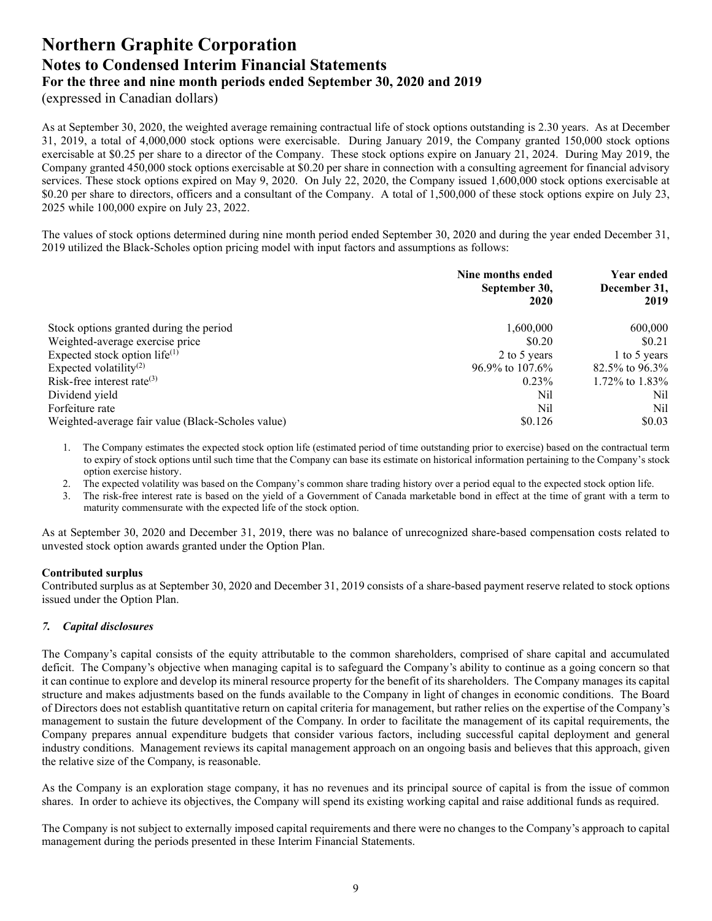As at September 30, 2020, the weighted average remaining contractual life of stock options outstanding is 2.30 years. As at December 31, 2019, a total of 4,000,000 stock options were exercisable. During January 2019, the Company granted 150,000 stock options exercisable at \$0.25 per share to a director of the Company. These stock options expire on January 21, 2024. During May 2019, the Company granted 450,000 stock options exercisable at \$0.20 per share in connection with a consulting agreement for financial advisory services. These stock options expired on May 9, 2020. On July 22, 2020, the Company issued 1,600,000 stock options exercisable at \$0.20 per share to directors, officers and a consultant of the Company. A total of 1,500,000 of these stock options expire on July 23, 2025 while 100,000 expire on July 23, 2022.

The values of stock options determined during nine month period ended September 30, 2020 and during the year ended December 31, 2019 utilized the Black-Scholes option pricing model with input factors and assumptions as follows:

| | Nine months ended September 30, 2020 | Year ended December 31, 2019 |
|---|---|---|
| Stock options granted during the period | 1,600,000 | 600,000 |
| Weighted-average exercise price | \$0.20 | \$0.21 |
| Expected stock option life[(1)] | 2 to 5 years | 1 to 5 years |
| Expected volatility[(2)] | 96.9% to 107.6% | 82.5% to 96.3% |
| Risk-free interest rate[(3)] | 0.23% | 1.72% to 1.83% |
| Dividend yield | Nil | Nil |
| Forfeiture rate | Nil | Nil |
| Weighted-average fair value (Black-Scholes value) | \$0.126 | \$0.03 |

1. The Company estimates the expected stock option life (estimated period of time outstanding prior to exercise) based on the contractual term to expiry of stock options until such time that the Company can base its estimate on historical information pertaining to the Company's stock option exercise history.
2. The expected volatility was based on the Company's common share trading history over a period equal to the expected stock option life.
3. The risk-free interest rate is based on the yield of a Government of Canada marketable bond in effect at the time of grant with a term to maturity commensurate with the expected life of the stock option.

As at September 30, 2020 and December 31, 2019, there was no balance of unrecognized share-based compensation costs related to unvested stock option awards granted under the Option Plan.

**Contributed surplus**

Contributed surplus as at September 30, 2020 and December 31, 2019 consists of a share-based payment reserve related to stock options issued under the Option Plan.

### *7. Capital disclosures*

The Company's capital consists of the equity attributable to the common shareholders, comprised of share capital and accumulated deficit. The Company's objective when managing capital is to safeguard the Company's ability to continue as a going concern so that it can continue to explore and develop its mineral resource property for the benefit of its shareholders. The Company manages its capital structure and makes adjustments based on the funds available to the Company in light of changes in economic conditions. The Board of Directors does not establish quantitative return on capital criteria for management, but rather relies on the expertise of the Company's management to sustain the future development of the Company. In order to facilitate the management of its capital requirements, the Company prepares annual expenditure budgets that consider various factors, including successful capital deployment and general industry conditions. Management reviews its capital management approach on an ongoing basis and believes that this approach, given the relative size of the Company, is reasonable.

As the Company is an exploration stage company, it has no revenues and its principal source of capital is from the issue of common shares. In order to achieve its objectives, the Company will spend its existing working capital and raise additional funds as required.

The Company is not subject to externally imposed capital requirements and there were no changes to the Company's approach to capital management during the periods presented in these Interim Financial Statements.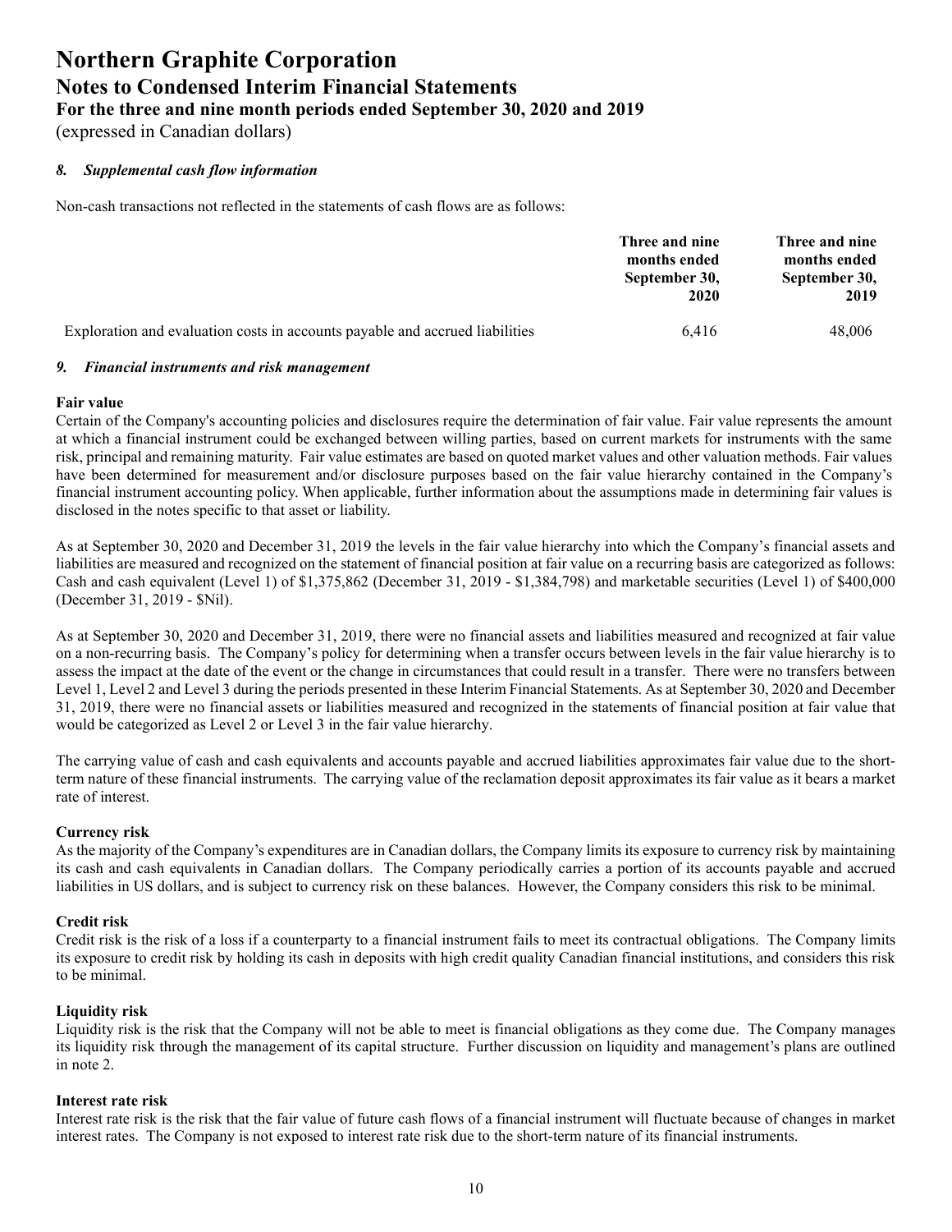# Northern Graphite Corporation

## Notes to Condensed Interim Financial Statements

### For the three and nine month periods ended September 30, 2020 and 2019

(expressed in Canadian dollars)

#### *8. Supplemental cash flow information*

Non-cash transactions not reflected in the statements of cash flows are as follows:

| | Three and nine months ended September 30, 2020 | Three and nine months ended September 30, 2019 |
|---|---|---|
| Exploration and evaluation costs in accounts payable and accrued liabilities | 6,416 | 48,006 |

#### *9. Financial instruments and risk management*

**Fair value**

Certain of the Company's accounting policies and disclosures require the determination of fair value. Fair value represents the amount at which a financial instrument could be exchanged between willing parties, based on current markets for instruments with the same risk, principal and remaining maturity. Fair value estimates are based on quoted market values and other valuation methods. Fair values have been determined for measurement and/or disclosure purposes based on the fair value hierarchy contained in the Company's financial instrument accounting policy. When applicable, further information about the assumptions made in determining fair values is disclosed in the notes specific to that asset or liability.

As at September 30, 2020 and December 31, 2019 the levels in the fair value hierarchy into which the Company's financial assets and liabilities are measured and recognized on the statement of financial position at fair value on a recurring basis are categorized as follows: Cash and cash equivalent (Level 1) of $1,375,862 (December 31, 2019 - $1,384,798) and marketable securities (Level 1) of $400,000 (December 31, 2019 - $Nil).

As at September 30, 2020 and December 31, 2019, there were no financial assets and liabilities measured and recognized at fair value on a non-recurring basis. The Company's policy for determining when a transfer occurs between levels in the fair value hierarchy is to assess the impact at the date of the event or the change in circumstances that could result in a transfer. There were no transfers between Level 1, Level 2 and Level 3 during the periods presented in these Interim Financial Statements. As at September 30, 2020 and December 31, 2019, there were no financial assets or liabilities measured and recognized in the statements of financial position at fair value that would be categorized as Level 2 or Level 3 in the fair value hierarchy.

The carrying value of cash and cash equivalents and accounts payable and accrued liabilities approximates fair value due to the short-term nature of these financial instruments. The carrying value of the reclamation deposit approximates its fair value as it bears a market rate of interest.

**Currency risk**

As the majority of the Company's expenditures are in Canadian dollars, the Company limits its exposure to currency risk by maintaining its cash and cash equivalents in Canadian dollars. The Company periodically carries a portion of its accounts payable and accrued liabilities in US dollars, and is subject to currency risk on these balances. However, the Company considers this risk to be minimal.

**Credit risk**

Credit risk is the risk of a loss if a counterparty to a financial instrument fails to meet its contractual obligations. The Company limits its exposure to credit risk by holding its cash in deposits with high credit quality Canadian financial institutions, and considers this risk to be minimal.

**Liquidity risk**

Liquidity risk is the risk that the Company will not be able to meet is financial obligations as they come due. The Company manages its liquidity risk through the management of its capital structure. Further discussion on liquidity and management's plans are outlined in note 2.

**Interest rate risk**

Interest rate risk is the risk that the fair value of future cash flows of a financial instrument will fluctuate because of changes in market interest rates. The Company is not exposed to interest rate risk due to the short-term nature of its financial instruments.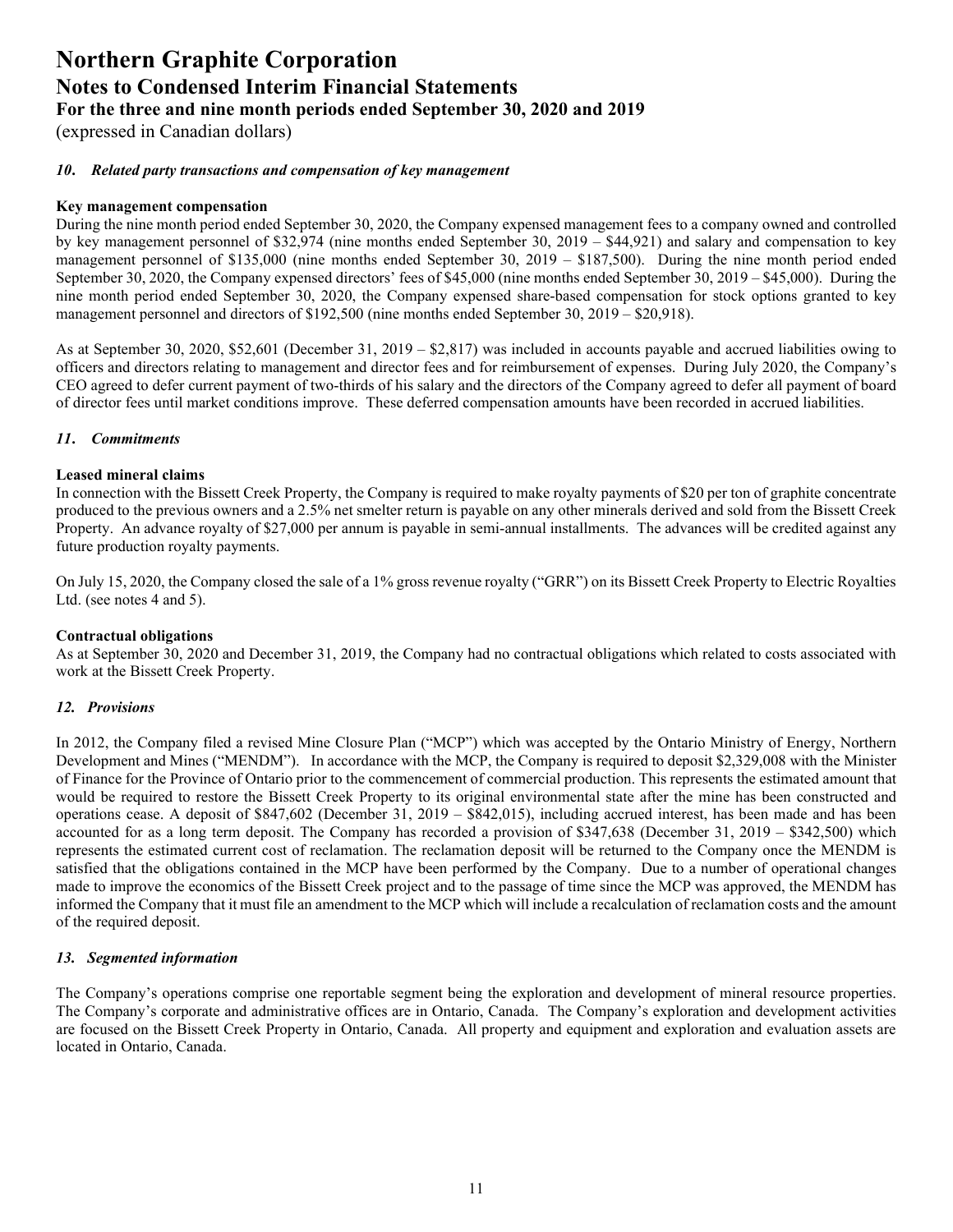### *10. Related party transactions and compensation of key management*

**Key management compensation**

During the nine month period ended September 30, 2020, the Company expensed management fees to a company owned and controlled by key management personnel of $32,974 (nine months ended September 30, 2019 – $44,921) and salary and compensation to key management personnel of $135,000 (nine months ended September 30, 2019 – $187,500). During the nine month period ended September 30, 2020, the Company expensed directors' fees of $45,000 (nine months ended September 30, 2019 – $45,000). During the nine month period ended September 30, 2020, the Company expensed share-based compensation for stock options granted to key management personnel and directors of $192,500 (nine months ended September 30, 2019 – $20,918).

As at September 30, 2020, $52,601 (December 31, 2019 – $2,817) was included in accounts payable and accrued liabilities owing to officers and directors relating to management and director fees and for reimbursement of expenses. During July 2020, the Company's CEO agreed to defer current payment of two-thirds of his salary and the directors of the Company agreed to defer all payment of board of director fees until market conditions improve. These deferred compensation amounts have been recorded in accrued liabilities.

### *11. Commitments*

**Leased mineral claims**

In connection with the Bissett Creek Property, the Company is required to make royalty payments of $20 per ton of graphite concentrate produced to the previous owners and a 2.5% net smelter return is payable on any other minerals derived and sold from the Bissett Creek Property. An advance royalty of $27,000 per annum is payable in semi-annual installments. The advances will be credited against any future production royalty payments.

On July 15, 2020, the Company closed the sale of a 1% gross revenue royalty ("GRR") on its Bissett Creek Property to Electric Royalties Ltd. (see notes 4 and 5).

**Contractual obligations**

As at September 30, 2020 and December 31, 2019, the Company had no contractual obligations which related to costs associated with work at the Bissett Creek Property.

### *12. Provisions*

In 2012, the Company filed a revised Mine Closure Plan ("MCP") which was accepted by the Ontario Ministry of Energy, Northern Development and Mines ("MENDM"). In accordance with the MCP, the Company is required to deposit $2,329,008 with the Minister of Finance for the Province of Ontario prior to the commencement of commercial production. This represents the estimated amount that would be required to restore the Bissett Creek Property to its original environmental state after the mine has been constructed and operations cease. A deposit of $847,602 (December 31, 2019 – $842,015), including accrued interest, has been made and has been accounted for as a long term deposit. The Company has recorded a provision of $347,638 (December 31, 2019 – $342,500) which represents the estimated current cost of reclamation. The reclamation deposit will be returned to the Company once the MENDM is satisfied that the obligations contained in the MCP have been performed by the Company. Due to a number of operational changes made to improve the economics of the Bissett Creek project and to the passage of time since the MCP was approved, the MENDM has informed the Company that it must file an amendment to the MCP which will include a recalculation of reclamation costs and the amount of the required deposit.

### *13. Segmented information*

The Company's operations comprise one reportable segment being the exploration and development of mineral resource properties. The Company's corporate and administrative offices are in Ontario, Canada. The Company's exploration and development activities are focused on the Bissett Creek Property in Ontario, Canada. All property and equipment and exploration and evaluation assets are located in Ontario, Canada.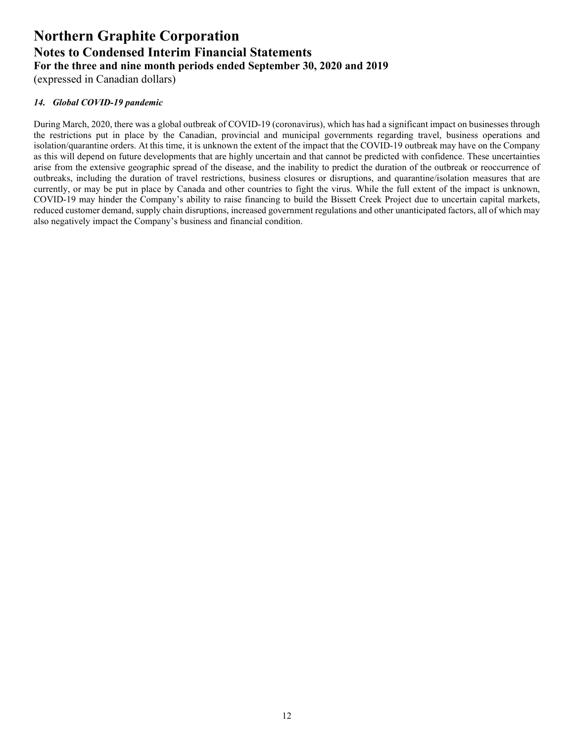*14. Global COVID-19 pandemic*

During March, 2020, there was a global outbreak of COVID-19 (coronavirus), which has had a significant impact on businesses through the restrictions put in place by the Canadian, provincial and municipal governments regarding travel, business operations and isolation/quarantine orders. At this time, it is unknown the extent of the impact that the COVID-19 outbreak may have on the Company as this will depend on future developments that are highly uncertain and that cannot be predicted with confidence. These uncertainties arise from the extensive geographic spread of the disease, and the inability to predict the duration of the outbreak or reoccurrence of outbreaks, including the duration of travel restrictions, business closures or disruptions, and quarantine/isolation measures that are currently, or may be put in place by Canada and other countries to fight the virus. While the full extent of the impact is unknown, COVID-19 may hinder the Company's ability to raise financing to build the Bissett Creek Project due to uncertain capital markets, reduced customer demand, supply chain disruptions, increased government regulations and other unanticipated factors, all of which may also negatively impact the Company's business and financial condition.